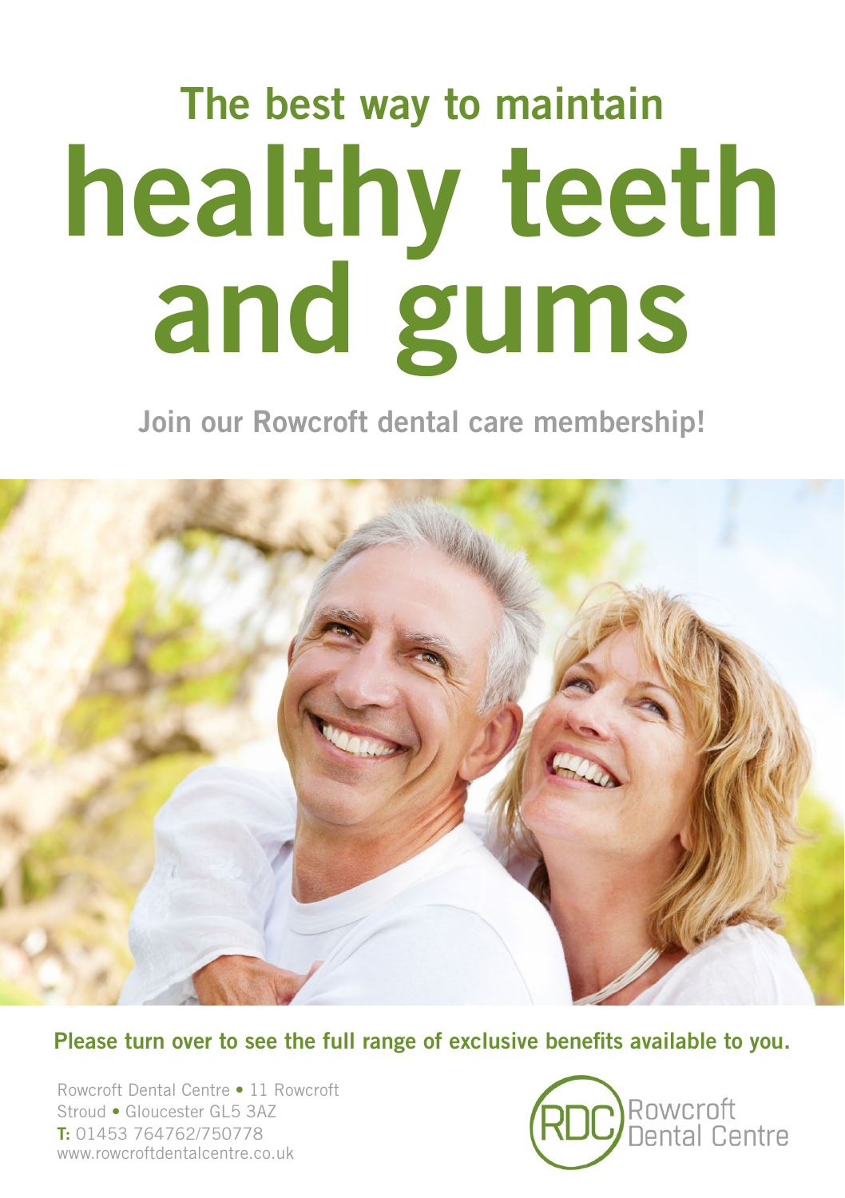# The best way to maintain healthy teeth and gums

**Join our Rowcroft dental care membership!**

**Please turn over to see the full range of exclusive benefits available to you.**

Rowcroft Dental Centre • 11 Rowcroft
Stroud • Gloucester GL5 3AZ
**T:** 01453 764762/750778
www.rowcroftdentalcentre.co.uk

RDC Rowcroft Dental Centre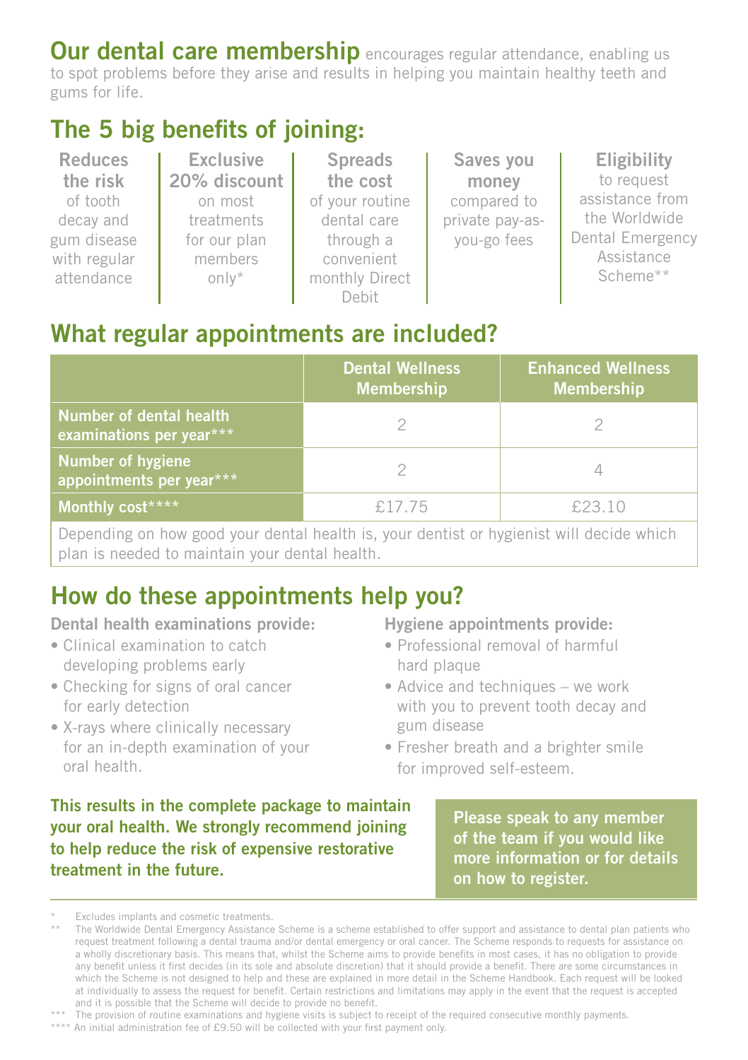**Our dental care membership** encourages regular attendance, enabling us to spot problems before they arise and results in helping you maintain healthy teeth and gums for life.

## The 5 big benefits of joining:

**Reduces the risk** of tooth decay and gum disease with regular attendance

**Exclusive 20% discount** on most treatments for our plan members only*

**Spreads the cost** of your routine dental care through a convenient monthly Direct Debit

**Saves you money** compared to private pay-as-you-go fees

**Eligibility** to request assistance from the Worldwide Dental Emergency Assistance Scheme**

## What regular appointments are included?

| | Dental Wellness Membership | Enhanced Wellness Membership |
|---|---|---|
| Number of dental health examinations per year*** | 2 | 2 |
| Number of hygiene appointments per year*** | 2 | 4 |
| Monthly cost**** | £17.75 | £23.10 |

Depending on how good your dental health is, your dentist or hygienist will decide which plan is needed to maintain your dental health.

## How do these appointments help you?

**Dental health examinations provide:**

- Clinical examination to catch developing problems early
- Checking for signs of oral cancer for early detection
- X-rays where clinically necessary for an in-depth examination of your oral health.

**Hygiene appointments provide:**

- Professional removal of harmful hard plaque
- Advice and techniques – we work with you to prevent tooth decay and gum disease
- Fresher breath and a brighter smile for improved self-esteem.

**This results in the complete package to maintain your oral health. We strongly recommend joining to help reduce the risk of expensive restorative treatment in the future.**

**Please speak to any member of the team if you would like more information or for details on how to register.**

\* Excludes implants and cosmetic treatments.

** The Worldwide Dental Emergency Assistance Scheme is a scheme established to offer support and assistance to dental plan patients who request treatment following a dental trauma and/or dental emergency or oral cancer. The Scheme responds to requests for assistance on a wholly discretionary basis. This means that, whilst the Scheme aims to provide benefits in most cases, it has no obligation to provide any benefit unless it first decides (in its sole and absolute discretion) that it should provide a benefit. There are some circumstances in which the Scheme is not designed to help and these are explained in more detail in the Scheme Handbook. Each request will be looked at individually to assess the request for benefit. Certain restrictions and limitations may apply in the event that the request is accepted and it is possible that the Scheme will decide to provide no benefit.

*** The provision of routine examinations and hygiene visits is subject to receipt of the required consecutive monthly payments.

**** An initial administration fee of £9.50 will be collected with your first payment only.